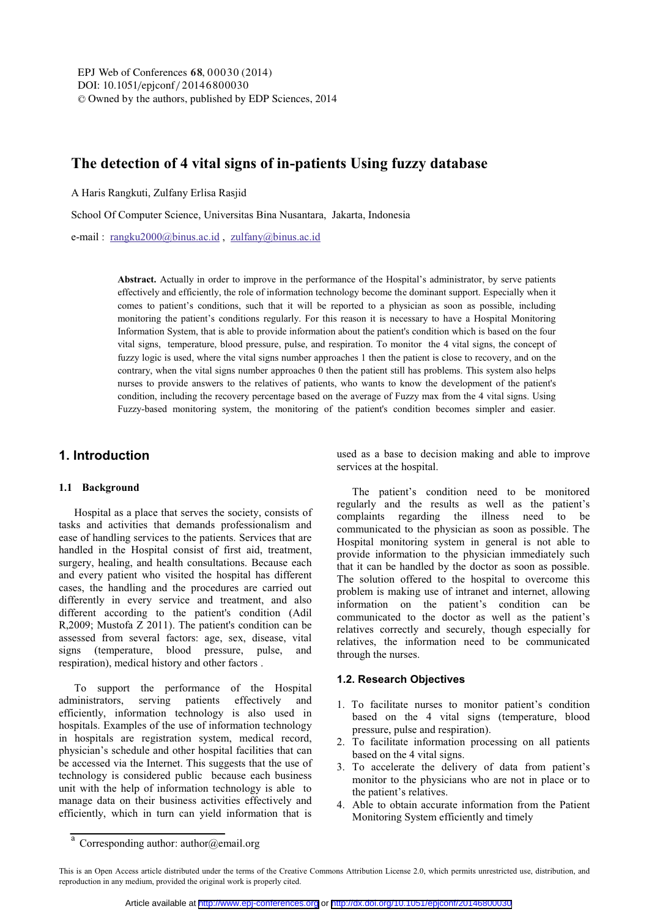# The detection of 4 vital signs of in-patients Using fuzzy database

A Haris Rangkuti, Zulfany Erlisa Rasjid

School Of Computer Science, Universitas Bina Nusantara, Jakarta, Indonesia

e-mail : rangku2000@binus.ac.id , zulfany@binus.ac.id

**Abstract.** Actually in order to improve in the performance of the Hospital's administrator, by serve patients effectively and efficiently, the role of information technology become the dominant support. Especially when it comes to patient's conditions, such that it will be reported to a physician as soon as possible, including monitoring the patient's conditions regularly. For this reason it is necessary to have a Hospital Monitoring Information System, that is able to provide information about the patient's condition which is based on the four vital signs, temperature, blood pressure, pulse, and respiration. To monitor the 4 vital signs, the concept of fuzzy logic is used, where the vital signs number approaches 1 then the patient is close to recovery, and on the contrary, when the vital signs number approaches 0 then the patient still has problems. This system also helps nurses to provide answers to the relatives of patients, who wants to know the development of the patient's condition, including the recovery percentage based on the average of Fuzzy max from the 4 vital signs. Using Fuzzy-based monitoring system, the monitoring of the patient's condition becomes simpler and easier.

## 1. Introduction

### 1.1 Background

Hospital as a place that serves the society, consists of tasks and activities that demands professionalism and ease of handling services to the patients. Services that are handled in the Hospital consist of first aid, treatment, surgery, healing, and health consultations. Because each and every patient who visited the hospital has different cases, the handling and the procedures are carried out differently in every service and treatment, and also different according to the patient's condition (Adil R,2009; Mustofa Z 2011). The patient's condition can be assessed from several factors: age, sex, disease, vital signs (temperature, blood pressure, pulse, and respiration), medical history and other factors .

To support the performance of the Hospital administrators, serving patients effectively and efficiently, information technology is also used in hospitals. Examples of the use of information technology in hospitals are registration system, medical record, physician's schedule and other hospital facilities that can be accessed via the Internet. This suggests that the use of technology is considered public because each business unit with the help of information technology is able to manage data on their business activities effectively and efficiently, which in turn can yield information that is used as a base to decision making and able to improve services at the hospital.

The patient's condition need to be monitored regularly and the results as well as the patient's complaints regarding the illness need to be communicated to the physician as soon as possible. The Hospital monitoring system in general is not able to provide information to the physician immediately such that it can be handled by the doctor as soon as possible. The solution offered to the hospital to overcome this problem is making use of intranet and internet, allowing information on the patient's condition can be communicated to the doctor as well as the patient's relatives correctly and securely, though especially for relatives, the information need to be communicated through the nurses.

### 1.2. Research Objectives

1. To facilitate nurses to monitor patient's condition based on the 4 vital signs (temperature, blood pressure, pulse and respiration).
2. To facilitate information processing on all patients based on the 4 vital signs.
3. To accelerate the delivery of data from patient's monitor to the physicians who are not in place or to the patient's relatives.
4. Able to obtain accurate information from the Patient Monitoring System efficiently and timely

[a] Corresponding author: author@email.org

This is an Open Access article distributed under the terms of the Creative Commons Attribution License 2.0, which permits unrestricted use, distribution, and reproduction in any medium, provided the original work is properly cited.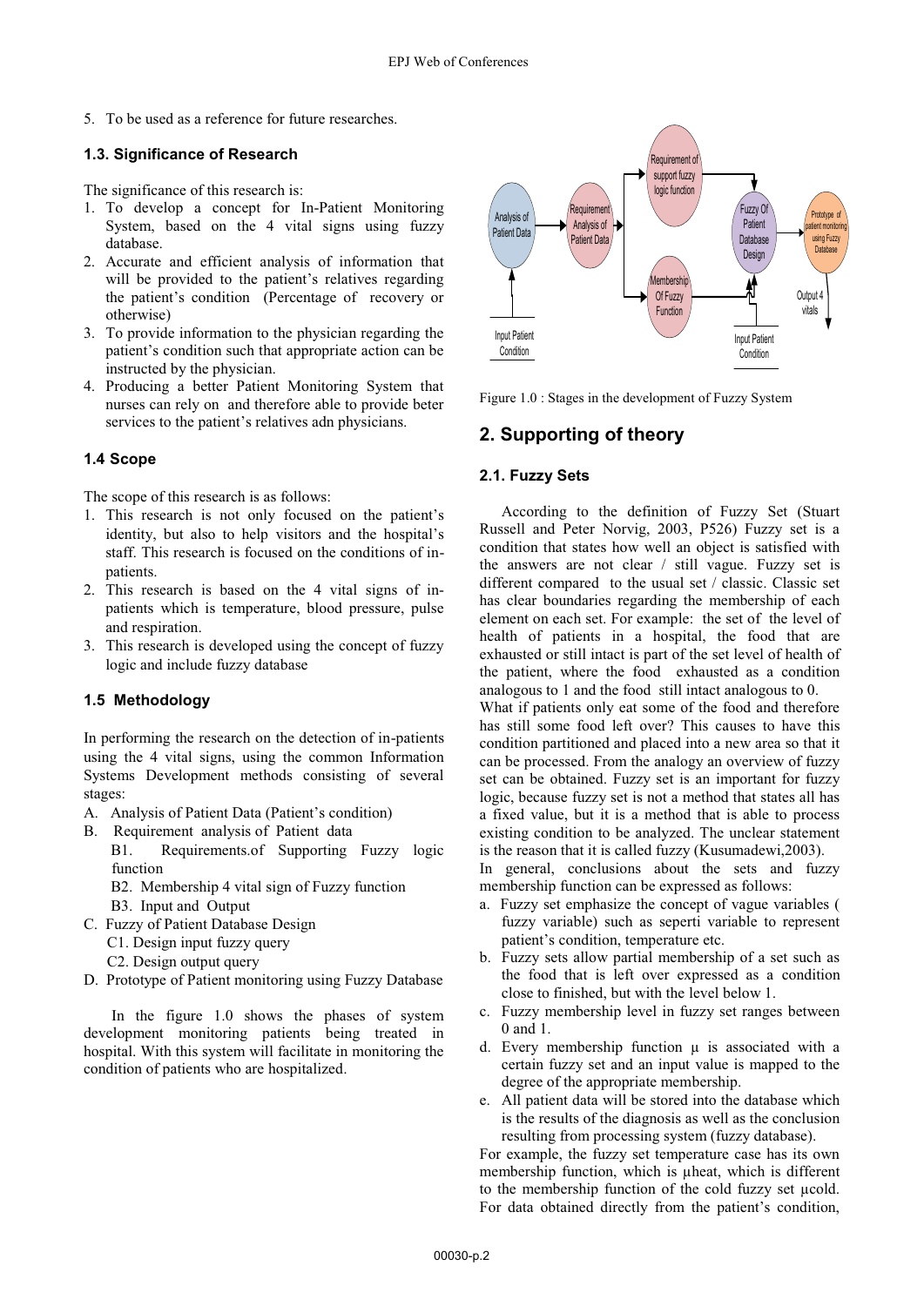5. To be used as a reference for future researches.

### 1.3. Significance of Research

The significance of this research is:

1. To develop a concept for In-Patient Monitoring System, based on the 4 vital signs using fuzzy database.
2. Accurate and efficient analysis of information that will be provided to the patient's relatives regarding the patient's condition (Percentage of recovery or otherwise)
3. To provide information to the physician regarding the patient's condition such that appropriate action can be instructed by the physician.
4. Producing a better Patient Monitoring System that nurses can rely on and therefore able to provide beter services to the patient's relatives adn physicians.

### 1.4 Scope

The scope of this research is as follows:

1. This research is not only focused on the patient's identity, but also to help visitors and the hospital's staff. This research is focused on the conditions of in-patients.
2. This research is based on the 4 vital signs of in-patients which is temperature, blood pressure, pulse and respiration.
3. This research is developed using the concept of fuzzy logic and include fuzzy database

### 1.5 Methodology

In performing the research on the detection of in-patients using the 4 vital signs, using the common Information Systems Development methods consisting of several stages:

A. Analysis of Patient Data (Patient's condition)
B. Requirement analysis of Patient data
   - B1. Requirements.of Supporting Fuzzy logic function
   - B2. Membership 4 vital sign of Fuzzy function
   - B3. Input and Output
C. Fuzzy of Patient Database Design
   - C1. Design input fuzzy query
   - C2. Design output query
D. Prototype of Patient monitoring using Fuzzy Database

In the figure 1.0 shows the phases of system development monitoring patients being treated in hospital. With this system will facilitate in monitoring the condition of patients who are hospitalized.

Figure 1.0 : Stages in the development of Fuzzy System

## 2. Supporting of theory

### 2.1. Fuzzy Sets

According to the definition of Fuzzy Set (Stuart Russell and Peter Norvig, 2003, P526) Fuzzy set is a condition that states how well an object is satisfied with the answers are not clear / still vague. Fuzzy set is different compared to the usual set / classic. Classic set has clear boundaries regarding the membership of each element on each set. For example: the set of the level of health of patients in a hospital, the food that are exhausted or still intact is part of the set level of health of the patient, where the food exhausted as a condition analogous to 1 and the food still intact analogous to 0.
What if patients only eat some of the food and therefore has still some food left over? This causes to have this condition partitioned and placed into a new area so that it can be processed. From the analogy an overview of fuzzy set can be obtained. Fuzzy set is an important for fuzzy logic, because fuzzy set is not a method that states all has a fixed value, but it is a method that is able to process existing condition to be analyzed. The unclear statement is the reason that it is called fuzzy (Kusumadewi,2003).
In general, conclusions about the sets and fuzzy membership function can be expressed as follows:

a. Fuzzy set emphasize the concept of vague variables ( fuzzy variable) such as seperti variable to represent patient's condition, temperature etc.
b. Fuzzy sets allow partial membership of a set such as the food that is left over expressed as a condition close to finished, but with the level below 1.
c. Fuzzy membership level in fuzzy set ranges between 0 and 1.
d. Every membership function μ is associated with a certain fuzzy set and an input value is mapped to the degree of the appropriate membership.
e. All patient data will be stored into the database which is the results of the diagnosis as well as the conclusion resulting from processing system (fuzzy database).

For example, the fuzzy set temperature case has its own membership function, which is μheat, which is different to the membership function of the cold fuzzy set μcold. For data obtained directly from the patient's condition,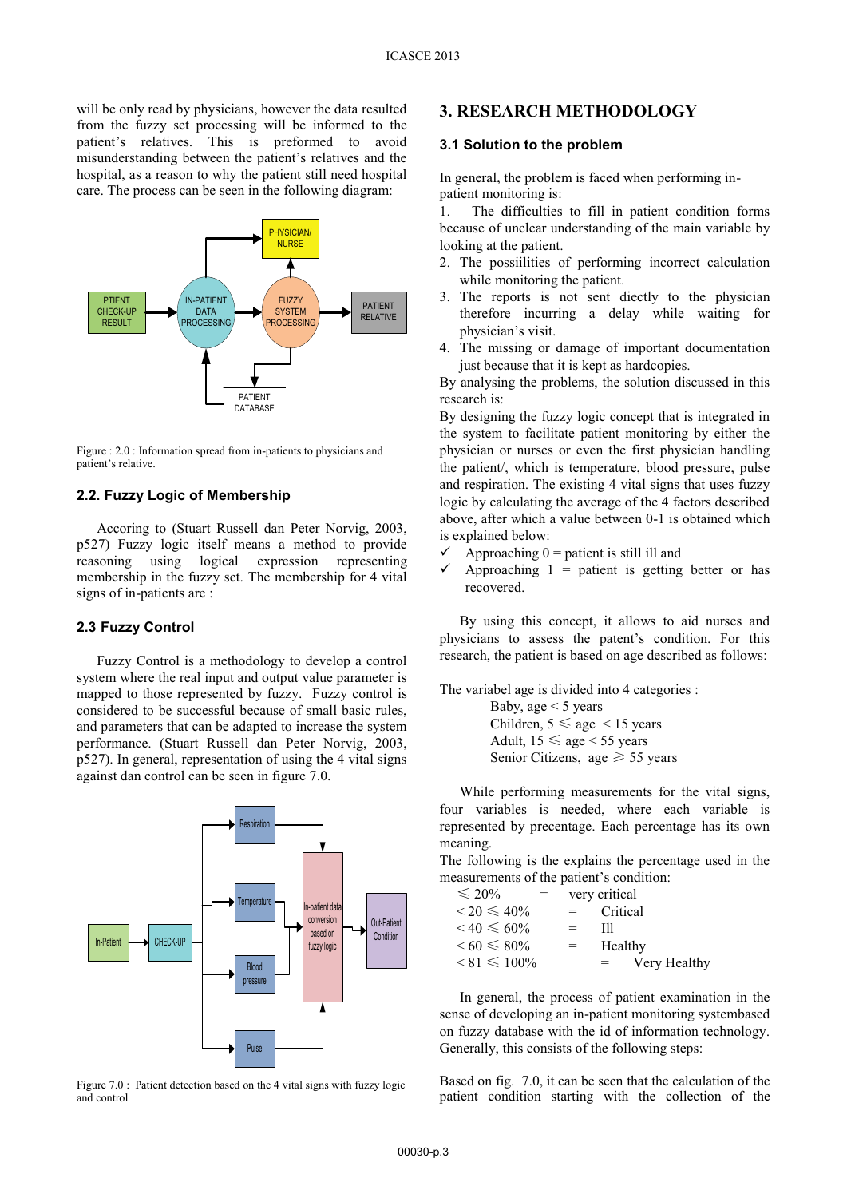will be only read by physicians, however the data resulted from the fuzzy set processing will be informed to the patient's relatives. This is preformed to avoid misunderstanding between the patient's relatives and the hospital, as a reason to why the patient still need hospital care. The process can be seen in the following diagram:

Figure : 2.0 : Information spread from in-patients to physicians and patient's relative.

### 2.2. Fuzzy Logic of Membership

Accoring to (Stuart Russell dan Peter Norvig, 2003, p527) Fuzzy logic itself means a method to provide reasoning using logical expression representing membership in the fuzzy set. The membership for 4 vital signs of in-patients are :

### 2.3 Fuzzy Control

Fuzzy Control is a methodology to develop a control system where the real input and output value parameter is mapped to those represented by fuzzy. Fuzzy control is considered to be successful because of small basic rules, and parameters that can be adapted to increase the system performance. (Stuart Russell dan Peter Norvig, 2003, p527). In general, representation of using the 4 vital signs against dan control can be seen in figure 7.0.

Figure 7.0 : Patient detection based on the 4 vital signs with fuzzy logic and control

## 3. RESEARCH METHODOLOGY

### 3.1 Solution to the problem

In general, the problem is faced when performing in-patient monitoring is:

1. The difficulties to fill in patient condition forms because of unclear understanding of the main variable by looking at the patient.
2. The possiilities of performing incorrect calculation while monitoring the patient.
3. The reports is not sent diectly to the physician therefore incurring a delay while waiting for physician's visit.
4. The missing or damage of important documentation just because that it is kept as hardcopies.

By analysing the problems, the solution discussed in this research is:

By designing the fuzzy logic concept that is integrated in the system to facilitate patient monitoring by either the physician or nurses or even the first physician handling the patient/, which is temperature, blood pressure, pulse and respiration. The existing 4 vital signs that uses fuzzy logic by calculating the average of the 4 factors described above, after which a value between 0-1 is obtained which is explained below:

- ✓ Approaching 0 = patient is still ill and
- ✓ Approaching 1 = patient is getting better or has recovered.

By using this concept, it allows to aid nurses and physicians to assess the patent's condition. For this research, the patient is based on age described as follows:

The variabel age is divided into 4 categories :

Baby, age < 5 years
Children, 5 ≤ age < 15 years
Adult, 15 ≤ age < 55 years
Senior Citizens, age ≥ 55 years

While performing measurements for the vital signs, four variables is needed, where each variable is represented by precentage. Each percentage has its own meaning.

The following is the explains the percentage used in the measurements of the patient's condition:

| | | |
|---|---|---|
| ≤ 20% | = | very critical |
| < 20 ≤ 40% | = | Critical |
| < 40 ≤ 60% | = | Ill |
| < 60 ≤ 80% | = | Healthy |
| < 81 ≤ 100% | = | Very Healthy |

In general, the process of patient examination in the sense of developing an in-patient monitoring systembased on fuzzy database with the id of information technology. Generally, this consists of the following steps:

Based on fig. 7.0, it can be seen that the calculation of the patient condition starting with the collection of the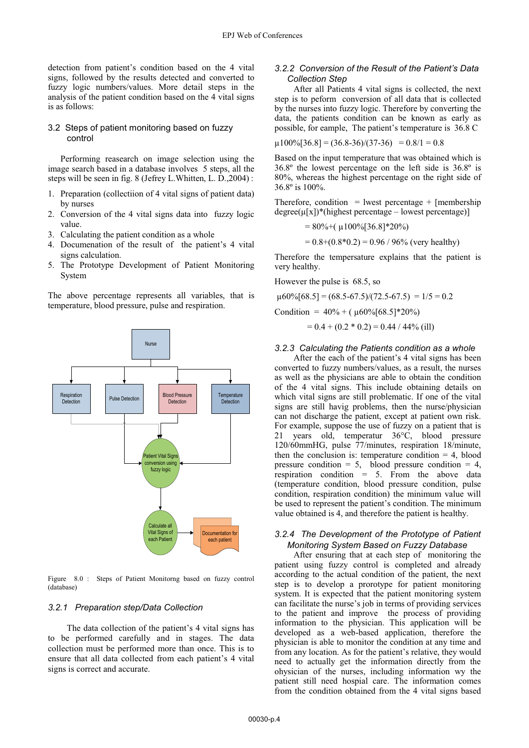detection from patient's condition based on the 4 vital signs, followed by the results detected and converted to fuzzy logic numbers/values. More detail steps in the analysis of the patient condition based on the 4 vital signs is as follows:

## 3.2 Steps of patient monitoring based on fuzzy control

Performing reasearch on image selection using the image search based in a database involves 5 steps, all the steps will be seen in fig. 8 (Jefrey L.Whitten, L. D.,2004) :

1. Preparation (collectiion of 4 vital signs of patient data) by nurses
2. Conversion of the 4 vital signs data into fuzzy logic value.
3. Calculating the patient condition as a whole
4. Documenation of the result of the patient's 4 vital signs calculation.
5. The Prototype Development of Patient Monitoring System

The above percentage represents all variables, that is temperature, blood pressure, pulse and respiration.

Figure 8.0 : Steps of Patient Monitorng based on fuzzy control (database)

### 3.2.1 Preparation step/Data Collection

The data collection of the patient's 4 vital signs has to be performed carefully and in stages. The data collection must be performed more than once. This is to ensure that all data collected from each patient's 4 vital signs is correct and accurate.

### 3.2.2 Conversion of the Result of the Patient's Data Collection Step

After all Patients 4 vital signs is collected, the next step is to peform conversion of all data that is collected by the nurses into fuzzy logic. Therefore by converting the data, the patients condition can be known as early as possible, for example, The patient's temperature is 36.8 C

$\mu 100\%[36.8] = (36.8\text{-}36)/(37\text{-}36) = 0.8/1 = 0.8$

Based on the input temperature that was obtained which is 36.8º the lowest percentage on the left side is 36.8º is 80%, whereas the highest percentage on the right side of 36.8º is 100%.

Therefore, condition = lwest percentage + [membership degree($\mu$[x])*(highest percentage – lowest percentage)]

$= 80\% + (\mu 100\%[36.8]*20\%)$

$= 0.8+(0.8*0.2) = 0.96$ / 96% (very healthy)

Therefore the tempersature explains that the patient is very healthy.

However the pulse is 68.5, so

$\mu 60\%[68.5] = (68.5\text{-}67.5)/(72.5\text{-}67.5) = 1/5 = 0.2$

Condition $= 40\% + (\mu 60\%[68.5]*20\%)$

$= 0.4 + (0.2 * 0.2) = 0.44$ / 44% (ill)

### 3.2.3 Calculating the Patients condition as a whole

After the each of the patient's 4 vital signs has been converted to fuzzy numbers/values, as a result, the nurses as well as the physicians are able to obtain the condition of the 4 vital signs. This include obtaining details on which vital signs are still problematic. If one of the vital signs are still havig problems, then the nurse/physician can not discharge the patient, except at patient own risk. For example, suppose the use of fuzzy on a patient that is 21 years old, temperatur 36°C, blood pressure 120/60mmHG, pulse 77/minutes, respiration 18/minute, then the conclusion is: temperature condition = 4, blood pressure condition = 5, blood pressure condition = 4, respiration condition = 5. From the above data (temperature condition, blood pressure condition, pulse condition, respiration condition) the minimum value will be used to represent the patient's condition. The minimum value obtained is 4, and therefore the patient is healthy.

### 3.2.4 The Development of the Prototype of Patient Monitoring System Based on Fuzzy Database

After ensuring that at each step of monitoring the patient using fuzzy control is completed and already according to the actual condition of the patient, the next step is to develop a prorotype for patient monitoring system. It is expected that the patient monitoring system can facilitate the nurse's job in terms of providing services to the patient and improve the process of providing information to the physician. This application will be developed as a web-based application, therefore the physician is able to monitor the condition at any time and from any location. As for the patient's relative, they would need to actually get the information directly from the ohysician of the nurses, including information wy the patient still need hospial care. The information comes from the condition obtained from the 4 vital signs based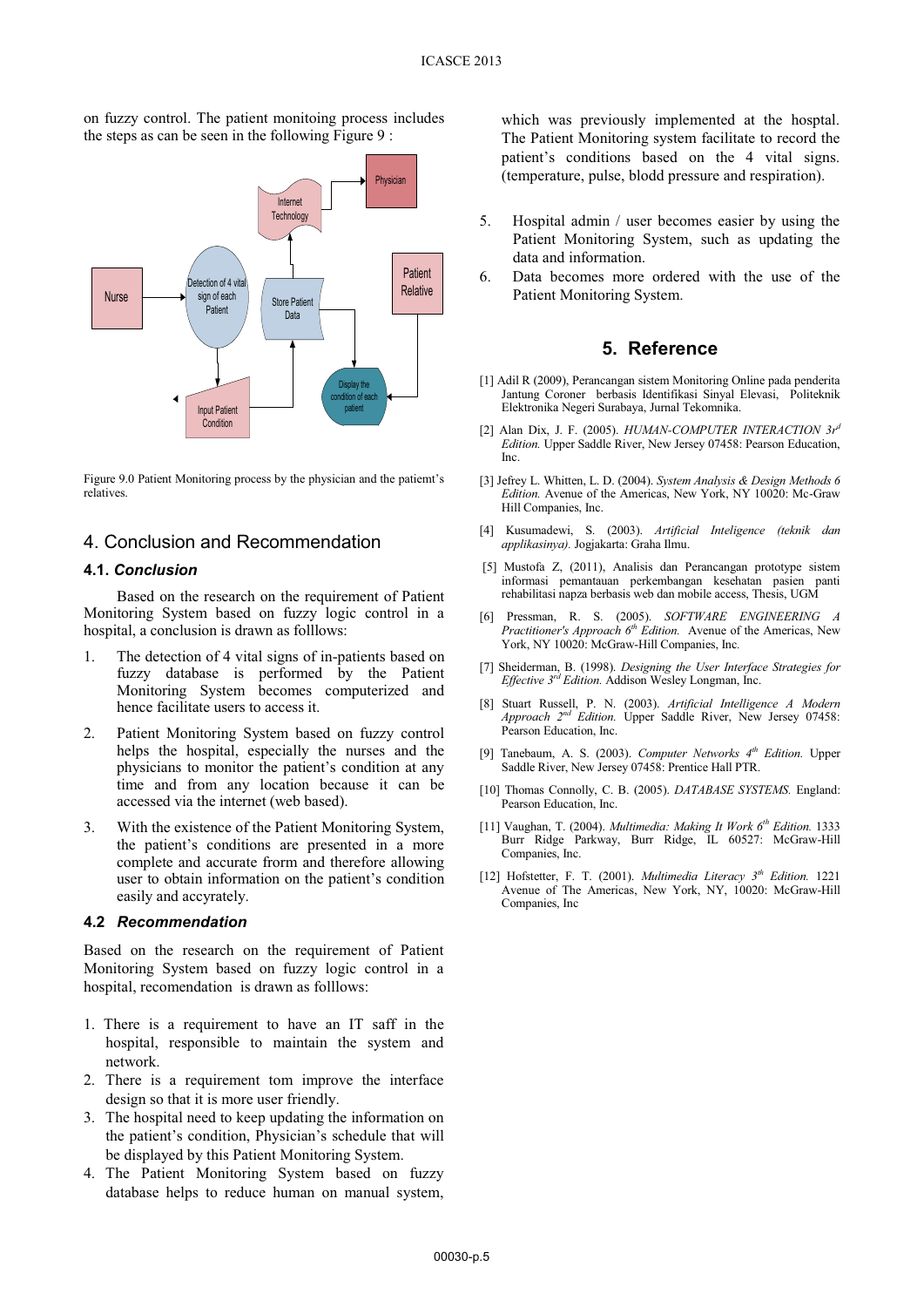on fuzzy control. The patient monitoing process includes the steps as can be seen in the following Figure 9 :

Physician
Internet Technology
Nurse
Detection of 4 vital sign of each Patient
Store Patient Data
Patient Relative
Display the condition of each patient
Input Patient Condition

Figure 9.0 Patient Monitoring process by the physician and the patiemt's relatives.

## 4. Conclusion and Recommendation

### 4.1. *Conclusion*

Based on the research on the requirement of Patient Monitoring System based on fuzzy logic control in a hospital, a conclusion is drawn as folllows:

1. The detection of 4 vital signs of in-patients based on fuzzy database is performed by the Patient Monitoring System becomes computerized and hence facilitate users to access it.
2. Patient Monitoring System based on fuzzy control helps the hospital, especially the nurses and the physicians to monitor the patient's condition at any time and from any location because it can be accessed via the internet (web based).
3. With the existence of the Patient Monitoring System, the patient's conditions are presented in a more complete and accurate frorm and therefore allowing user to obtain information on the patient's condition easily and accyrately.

### 4.2 *Recommendation*

Based on the research on the requirement of Patient Monitoring System based on fuzzy logic control in a hospital, recomendation is drawn as folllows:

1. There is a requirement to have an IT saff in the hospital, responsible to maintain the system and network.
2. There is a requirement tom improve the interface design so that it is more user friendly.
3. The hospital need to keep updating the information on the patient's condition, Physician's schedule that will be displayed by this Patient Monitoring System.
4. The Patient Monitoring System based on fuzzy database helps to reduce human on manual system, which was previously implemented at the hosptal. The Patient Monitoring system facilitate to record the patient's conditions based on the 4 vital signs. (temperature, pulse, blodd pressure and respiration).
5. Hospital admin / user becomes easier by using the Patient Monitoring System, such as updating the data and information.
6. Data becomes more ordered with the use of the Patient Monitoring System.

## 5. Reference

[1] Adil R (2009), Perancangan sistem Monitoring Online pada penderita Jantung Coroner berbasis Identifikasi Sinyal Elevasi, Politeknik Elektronika Negeri Surabaya, Jurnal Tekomnika.

[2] Alan Dix, J. F. (2005). *HUMAN-COMPUTER INTERACTION 3rd Edition.* Upper Saddle River, New Jersey 07458: Pearson Education, Inc.

[3] Jefrey L. Whitten, L. D. (2004). *System Analysis & Design Methods 6 Edition.* Avenue of the Americas, New York, NY 10020: Mc-Graw Hill Companies, Inc.

[4] Kusumadewi, S. (2003). *Artificial Inteligence (teknik dan applikasinya).* Jogjakarta: Graha Ilmu.

[5] Mustofa Z, (2011), Analisis dan Perancangan prototype sistem informasi pemantauan perkembangan kesehatan pasien panti rehabilitasi napza berbasis web dan mobile access, Thesis, UGM

[6] Pressman, R. S. (2005). *SOFTWARE ENGINEERING A Practitioner's Approach 6th Edition.* Avenue of the Americas, New York, NY 10020: McGraw-Hill Companies, Inc.

[7] Sheiderman, B. (1998). *Designing the User Interface Strategies for Effective 3rd Edition.* Addison Wesley Longman, Inc.

[8] Stuart Russell, P. N. (2003). *Artificial Intelligence A Modern Approach 2nd Edition.* Upper Saddle River, New Jersey 07458: Pearson Education, Inc.

[9] Tanebaum, A. S. (2003). *Computer Networks 4th Edition.* Upper Saddle River, New Jersey 07458: Prentice Hall PTR.

[10] Thomas Connolly, C. B. (2005). *DATABASE SYSTEMS.* England: Pearson Education, Inc.

[11] Vaughan, T. (2004). *Multimedia: Making It Work 6th Edition.* 1333 Burr Ridge Parkway, Burr Ridge, IL 60527: McGraw-Hill Companies, Inc.

[12] Hofstetter, F. T. (2001). *Multimedia Literacy 3th Edition.* 1221 Avenue of The Americas, New York, NY, 10020: McGraw-Hill Companies, Inc